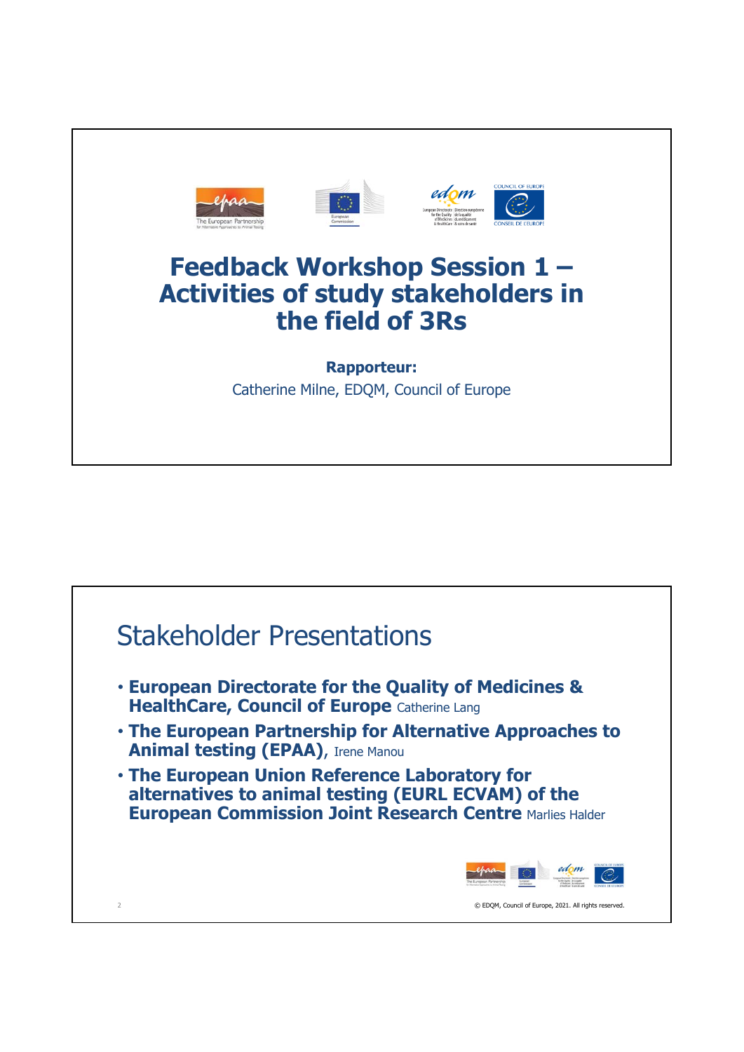# Feedback Workshop Session 1 – Activities of study stakeholders in the field of 3Rs

**Rapporteur:**

Catherine Milne, EDQM, Council of Europe

## Stakeholder Presentations

- **European Directorate for the Quality of Medicines & HealthCare, Council of Europe** Catherine Lang
- **The European Partnership for Alternative Approaches to Animal testing (EPAA),** Irene Manou
- **The European Union Reference Laboratory for alternatives to animal testing (EURL ECVAM) of the European Commission Joint Research Centre** Marlies Halder

© EDQM, Council of Europe, 2021. All rights reserved.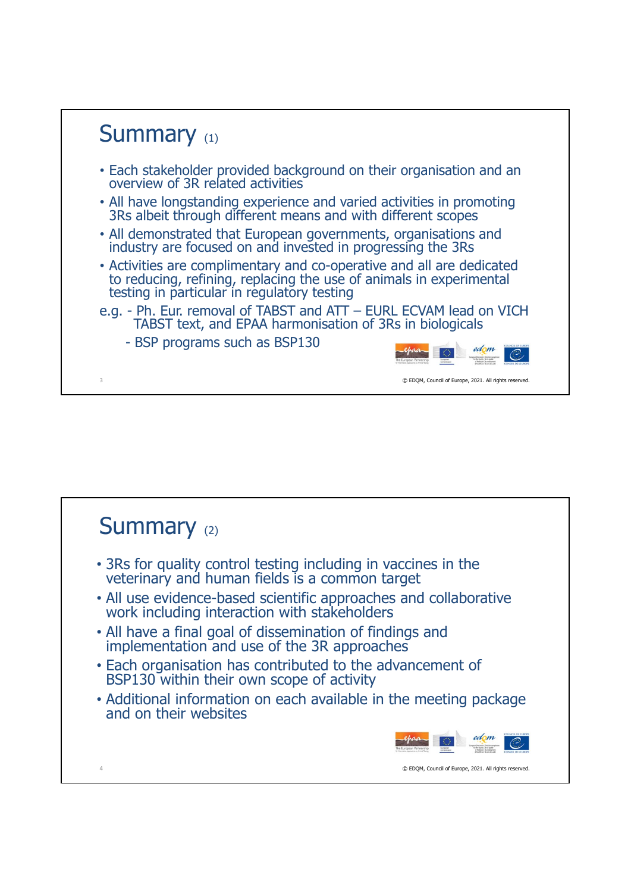# Summary (1)

- Each stakeholder provided background on their organisation and an overview of 3R related activities
- All have longstanding experience and varied activities in promoting 3Rs albeit through different means and with different scopes
- All demonstrated that European governments, organisations and industry are focused on and invested in progressing the 3Rs
- Activities are complimentary and co-operative and all are dedicated to reducing, refining, replacing the use of animals in experimental testing in particular in regulatory testing

e.g. - Ph. Eur. removal of TABST and ATT – EURL ECVAM lead on VICH TABST text, and EPAA harmonisation of 3Rs in biologicals

- BSP programs such as BSP130

© EDQM, Council of Europe, 2021. All rights reserved.

# Summary (2)

- 3Rs for quality control testing including in vaccines in the veterinary and human fields is a common target
- All use evidence-based scientific approaches and collaborative work including interaction with stakeholders
- All have a final goal of dissemination of findings and implementation and use of the 3R approaches
- Each organisation has contributed to the advancement of BSP130 within their own scope of activity
- Additional information on each available in the meeting package and on their websites

© EDQM, Council of Europe, 2021. All rights reserved.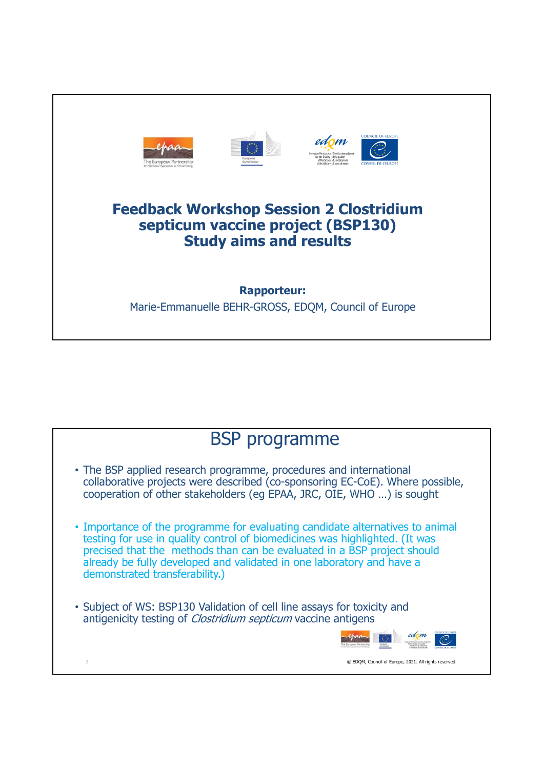# Feedback Workshop Session 2 Clostridium septicum vaccine project (BSP130) Study aims and results

**Rapporteur:**

Marie-Emmanuelle BEHR-GROSS, EDQM, Council of Europe

## BSP programme

- The BSP applied research programme, procedures and international collaborative projects were described (co-sponsoring EC-CoE). Where possible, cooperation of other stakeholders (eg EPAA, JRC, OIE, WHO …) is sought
- Importance of the programme for evaluating candidate alternatives to animal testing for use in quality control of biomedicines was highlighted. (It was precised that the methods than can be evaluated in a BSP project should already be fully developed and validated in one laboratory and have a demonstrated transferability.)
- Subject of WS: BSP130 Validation of cell line assays for toxicity and antigenicity testing of *Clostridium septicum* vaccine antigens

© EDQM, Council of Europe, 2021. All rights reserved.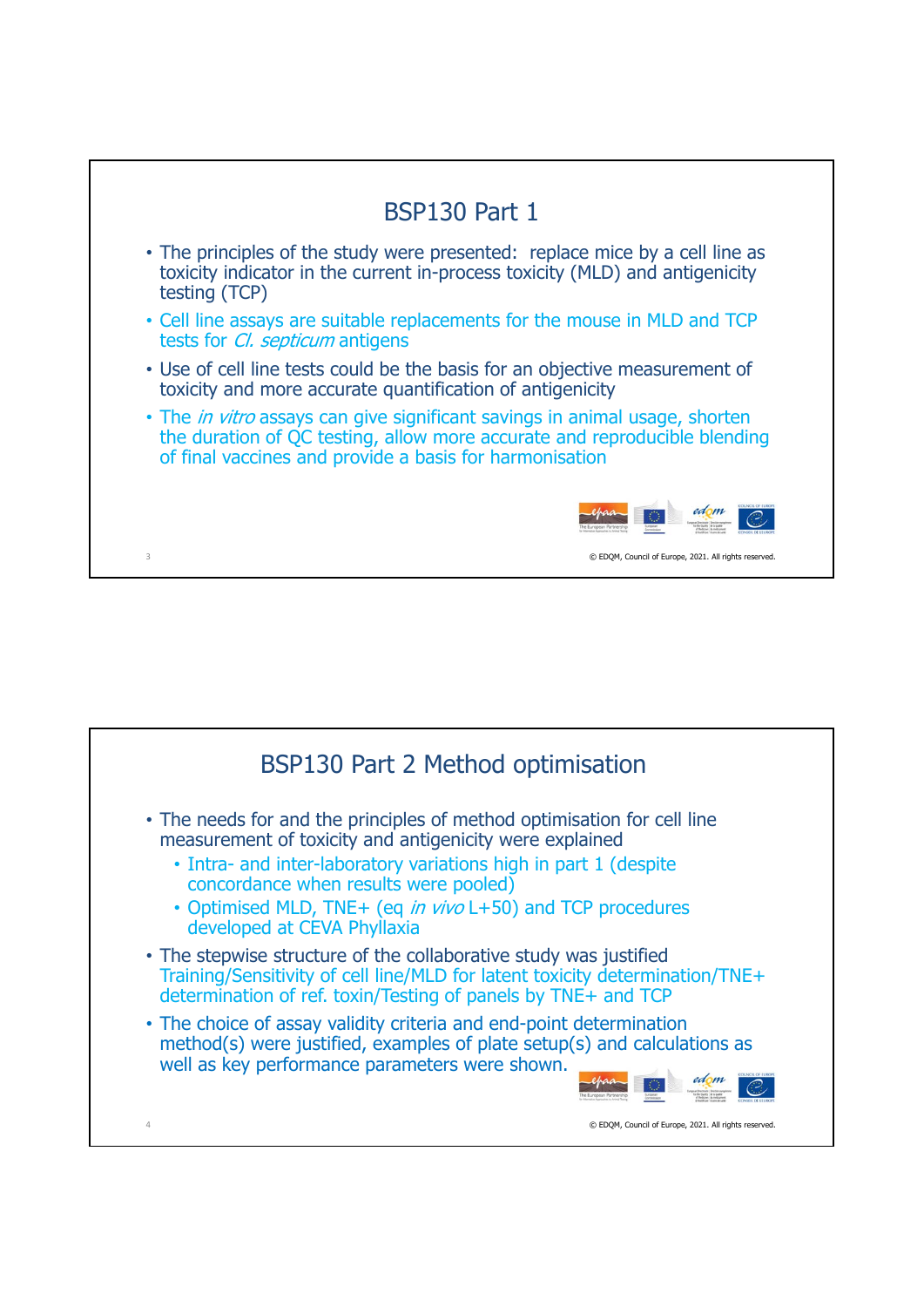## BSP130 Part 1

- The principles of the study were presented: replace mice by a cell line as toxicity indicator in the current in-process toxicity (MLD) and antigenicity testing (TCP)
- Cell line assays are suitable replacements for the mouse in MLD and TCP tests for *Cl. septicum* antigens
- Use of cell line tests could be the basis for an objective measurement of toxicity and more accurate quantification of antigenicity
- The *in vitro* assays can give significant savings in animal usage, shorten the duration of QC testing, allow more accurate and reproducible blending of final vaccines and provide a basis for harmonisation

© EDQM, Council of Europe, 2021. All rights reserved.

## BSP130 Part 2 Method optimisation

- The needs for and the principles of method optimisation for cell line measurement of toxicity and antigenicity were explained
  - Intra- and inter-laboratory variations high in part 1 (despite concordance when results were pooled)
  - Optimised MLD, TNE+ (eq *in vivo* L+50) and TCP procedures developed at CEVA Phyllaxia
- The stepwise structure of the collaborative study was justified Training/Sensitivity of cell line/MLD for latent toxicity determination/TNE+ determination of ref. toxin/Testing of panels by TNE+ and TCP
- The choice of assay validity criteria and end-point determination method(s) were justified, examples of plate setup(s) and calculations as well as key performance parameters were shown.

© EDQM, Council of Europe, 2021. All rights reserved.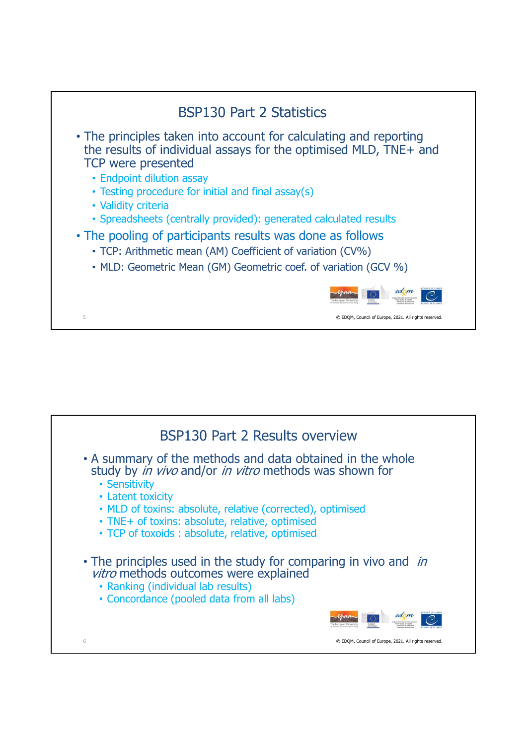## BSP130 Part 2 Statistics

- The principles taken into account for calculating and reporting the results of individual assays for the optimised MLD, TNE+ and TCP were presented
  - Endpoint dilution assay
  - Testing procedure for initial and final assay(s)
  - Validity criteria
  - Spreadsheets (centrally provided): generated calculated results
- The pooling of participants results was done as follows
  - TCP: Arithmetic mean (AM) Coefficient of variation (CV%)
  - MLD: Geometric Mean (GM) Geometric coef. of variation (GCV %)

© EDQM, Council of Europe, 2021. All rights reserved.

## BSP130 Part 2 Results overview

- A summary of the methods and data obtained in the whole study by *in vivo* and/or *in vitro* methods was shown for
  - Sensitivity
  - Latent toxicity
  - MLD of toxins: absolute, relative (corrected), optimised
  - TNE+ of toxins: absolute, relative, optimised
  - TCP of toxoids : absolute, relative, optimised
- The principles used in the study for comparing in vivo and *in vitro* methods outcomes were explained
  - Ranking (individual lab results)
  - Concordance (pooled data from all labs)

© EDQM, Council of Europe, 2021. All rights reserved.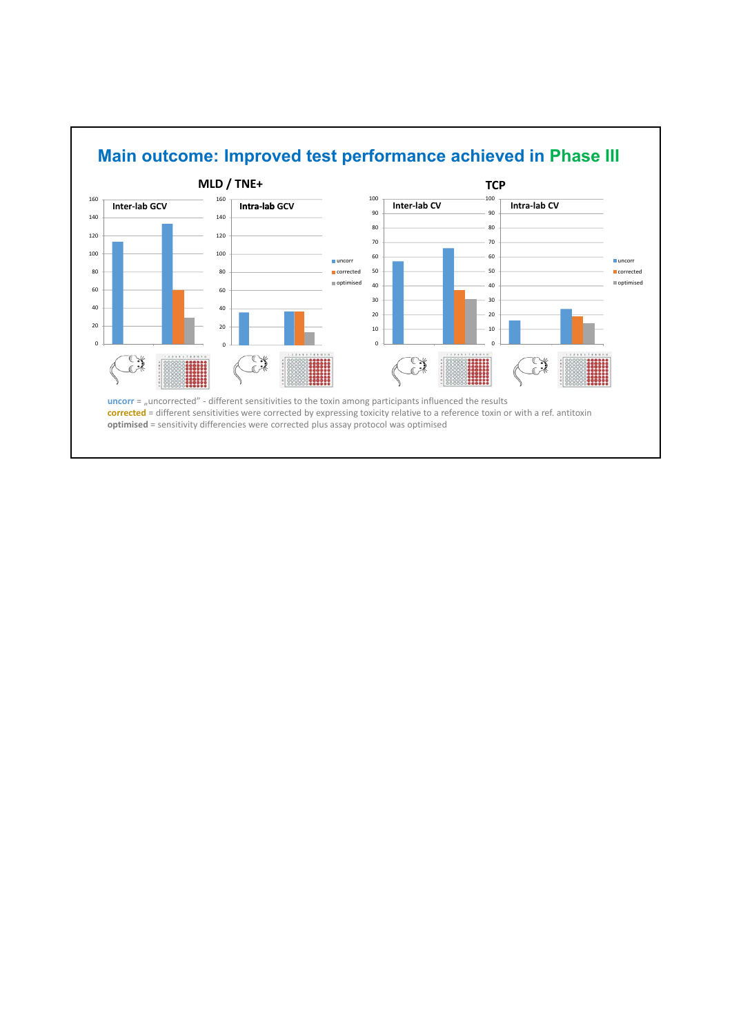## Main outcome: Improved test performance achieved in Phase III

### MLD / TNE+

**Inter-lab GCV**

**Intra-lab GCV**

### TCP

**Inter-lab CV**

**Intra-lab CV**

**uncorr** = „uncorrected" - different sensitivities to the toxin among participants influenced the results
**corrected** = different sensitivities were corrected by expressing toxicity relative to a reference toxin or with a ref. antitoxin
**optimised** = sensitivity differencies were corrected plus assay protocol was optimised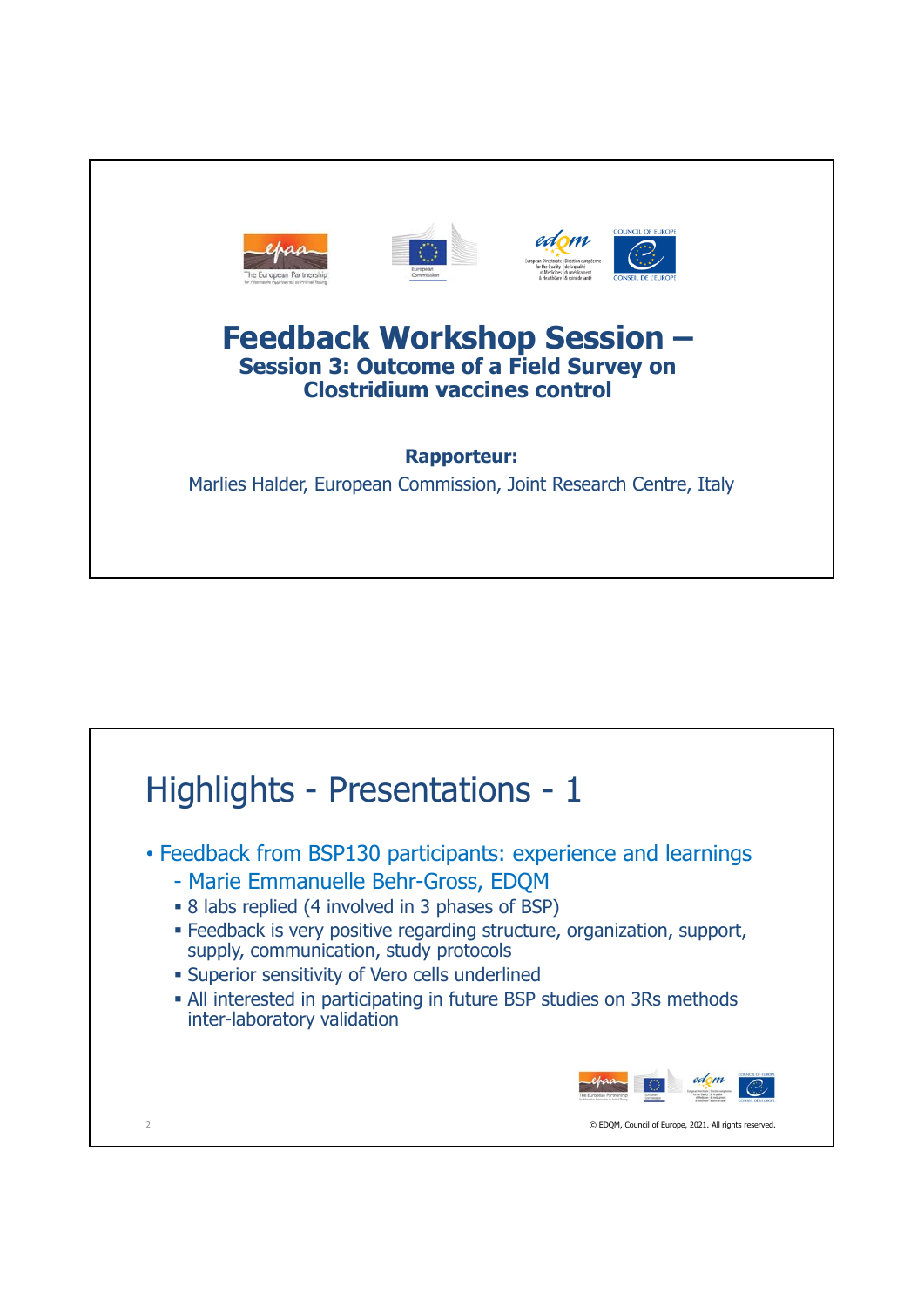# Feedback Workshop Session –

## Session 3: Outcome of a Field Survey on Clostridium vaccines control

**Rapporteur:**

Marlies Halder, European Commission, Joint Research Centre, Italy

---

# Highlights - Presentations - 1

- Feedback from BSP130 participants: experience and learnings
  - Marie Emmanuelle Behr-Gross, EDQM
    - 8 labs replied (4 involved in 3 phases of BSP)
    - Feedback is very positive regarding structure, organization, support, supply, communication, study protocols
    - Superior sensitivity of Vero cells underlined
    - All interested in participating in future BSP studies on 3Rs methods inter-laboratory validation

© EDQM, Council of Europe, 2021. All rights reserved.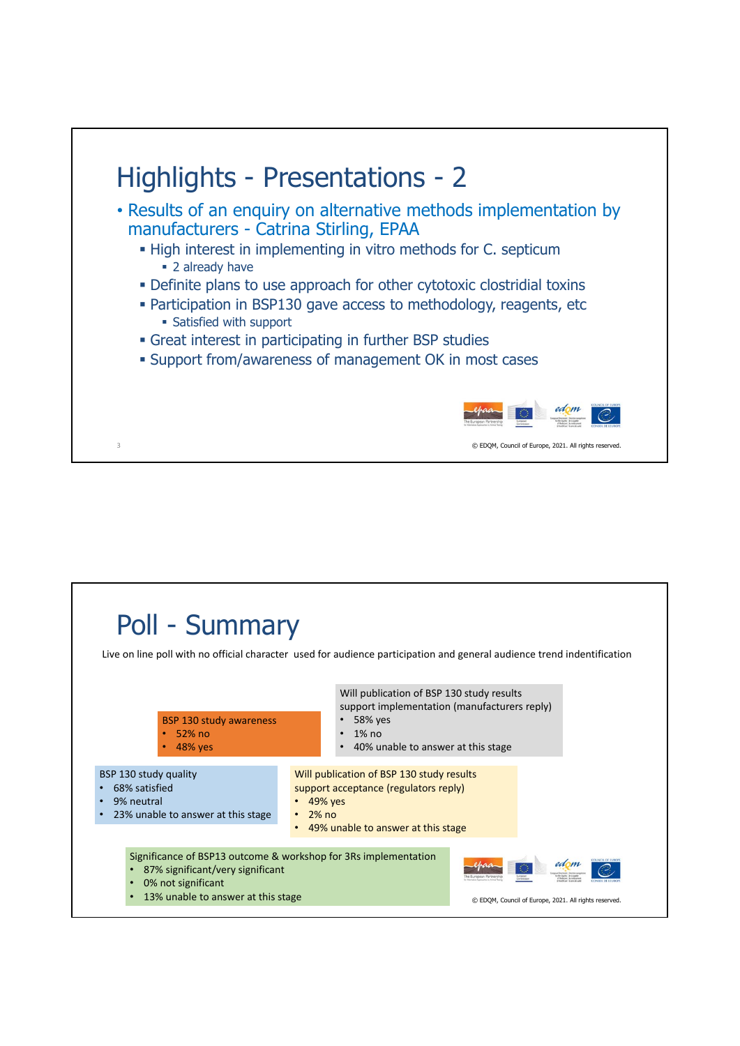# Highlights - Presentations - 2

- Results of an enquiry on alternative methods implementation by manufacturers - Catrina Stirling, EPAA
  - High interest in implementing in vitro methods for C. septicum
    - 2 already have
  - Definite plans to use approach for other cytotoxic clostridial toxins
  - Participation in BSP130 gave access to methodology, reagents, etc
    - Satisfied with support
  - Great interest in participating in further BSP studies
  - Support from/awareness of management OK in most cases

© EDQM, Council of Europe, 2021. All rights reserved.

# Poll - Summary

Live on line poll with no official character used for audience participation and general audience trend indentification

BSP 130 study awareness
- 52% no
- 48% yes

Will publication of BSP 130 study results support implementation (manufacturers reply)
- 58% yes
- 1% no
- 40% unable to answer at this stage

BSP 130 study quality
- 68% satisfied
- 9% neutral
- 23% unable to answer at this stage

Will publication of BSP 130 study results support acceptance (regulators reply)
- 49% yes
- 2% no
- 49% unable to answer at this stage

Significance of BSP13 outcome & workshop for 3Rs implementation
- 87% significant/very significant
- 0% not significant
- 13% unable to answer at this stage

© EDQM, Council of Europe, 2021. All rights reserved.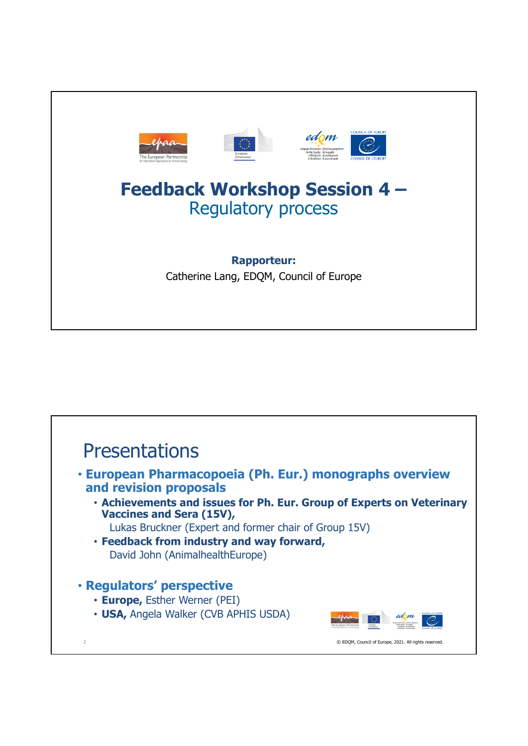# Feedback Workshop Session 4 – Regulatory process

**Rapporteur:**

Catherine Lang, EDQM, Council of Europe

## Presentations

- **European Pharmacopoeia (Ph. Eur.) monographs overview and revision proposals**
  - **Achievements and issues for Ph. Eur. Group of Experts on Veterinary Vaccines and Sera (15V),**
    Lukas Bruckner (Expert and former chair of Group 15V)
  - **Feedback from industry and way forward,**
    David John (AnimalhealthEurope)
- **Regulators' perspective**
  - **Europe,** Esther Werner (PEI)
  - **USA,** Angela Walker (CVB APHIS USDA)

© EDQM, Council of Europe, 2021. All rights reserved.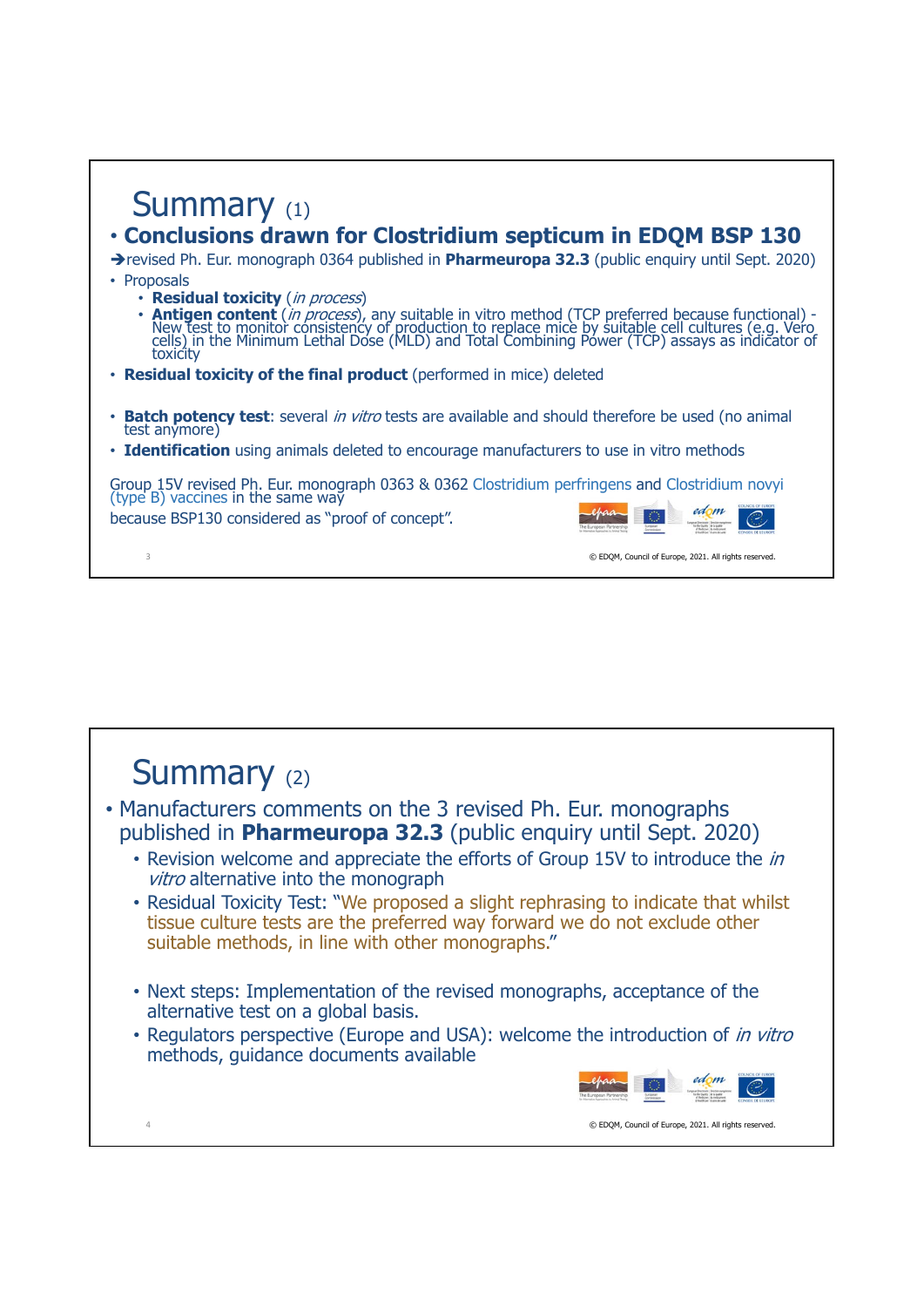# Summary (1)

- **Conclusions drawn for Clostridium septicum in EDQM BSP 130**

➔revised Ph. Eur. monograph 0364 published in **Pharmeuropa 32.3** (public enquiry until Sept. 2020)

- Proposals
  - **Residual toxicity** (*in process*)
  - **Antigen content** (*in process*), any suitable in vitro method (TCP preferred because functional) - New test to monitor consistency of production to replace mice by suitable cell cultures (e.g. Vero cells) in the Minimum Lethal Dose (MLD) and Total Combining Power (TCP) assays as indicator of toxicity
- **Residual toxicity of the final product** (performed in mice) deleted
- **Batch potency test**: several *in vitro* tests are available and should therefore be used (no animal test anymore)
- **Identification** using animals deleted to encourage manufacturers to use in vitro methods

Group 15V revised Ph. Eur. monograph 0363 & 0362 Clostridium perfringens and Clostridium novyi (type B) vaccines in the same way because BSP130 considered as "proof of concept".

© EDQM, Council of Europe, 2021. All rights reserved.

# Summary (2)

- Manufacturers comments on the 3 revised Ph. Eur. monographs published in **Pharmeuropa 32.3** (public enquiry until Sept. 2020)
  - Revision welcome and appreciate the efforts of Group 15V to introduce the *in vitro* alternative into the monograph
  - Residual Toxicity Test: "We proposed a slight rephrasing to indicate that whilst tissue culture tests are the preferred way forward we do not exclude other suitable methods, in line with other monographs."
  - Next steps: Implementation of the revised monographs, acceptance of the alternative test on a global basis.
  - Regulators perspective (Europe and USA): welcome the introduction of *in vitro* methods, guidance documents available

© EDQM, Council of Europe, 2021. All rights reserved.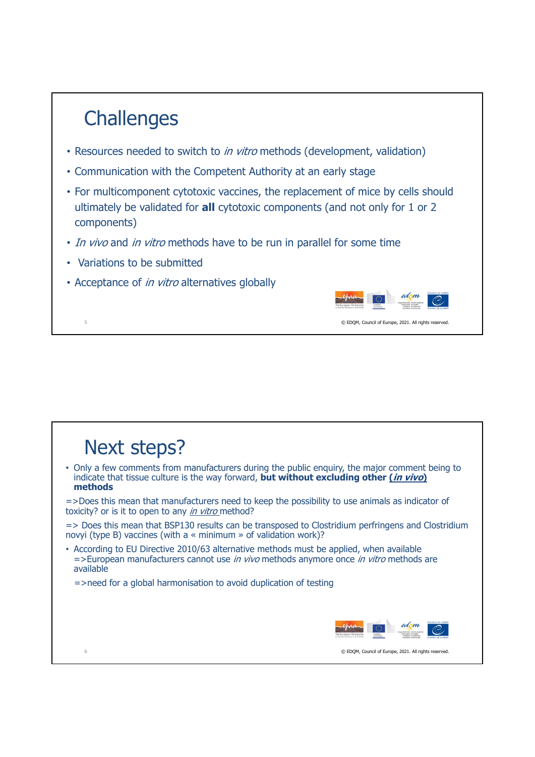# Challenges

- Resources needed to switch to *in vitro* methods (development, validation)
- Communication with the Competent Authority at an early stage
- For multicomponent cytotoxic vaccines, the replacement of mice by cells should ultimately be validated for **all** cytotoxic components (and not only for 1 or 2 components)
- *In vivo* and *in vitro* methods have to be run in parallel for some time
- Variations to be submitted
- Acceptance of *in vitro* alternatives globally

© EDQM, Council of Europe, 2021. All rights reserved.

# Next steps?

- Only a few comments from manufacturers during the public enquiry, the major comment being to indicate that tissue culture is the way forward, **but without excluding other (*in vivo*) methods**

=>Does this mean that manufacturers need to keep the possibility to use animals as indicator of toxicity? or is it to open to any *in vitro* method?

=> Does this mean that BSP130 results can be transposed to Clostridium perfringens and Clostridium novyi (type B) vaccines (with a « minimum » of validation work)?

- According to EU Directive 2010/63 alternative methods must be applied, when available
  =>European manufacturers cannot use *in vivo* methods anymore once *in vitro* methods are available

  =>need for a global harmonisation to avoid duplication of testing

© EDQM, Council of Europe, 2021. All rights reserved.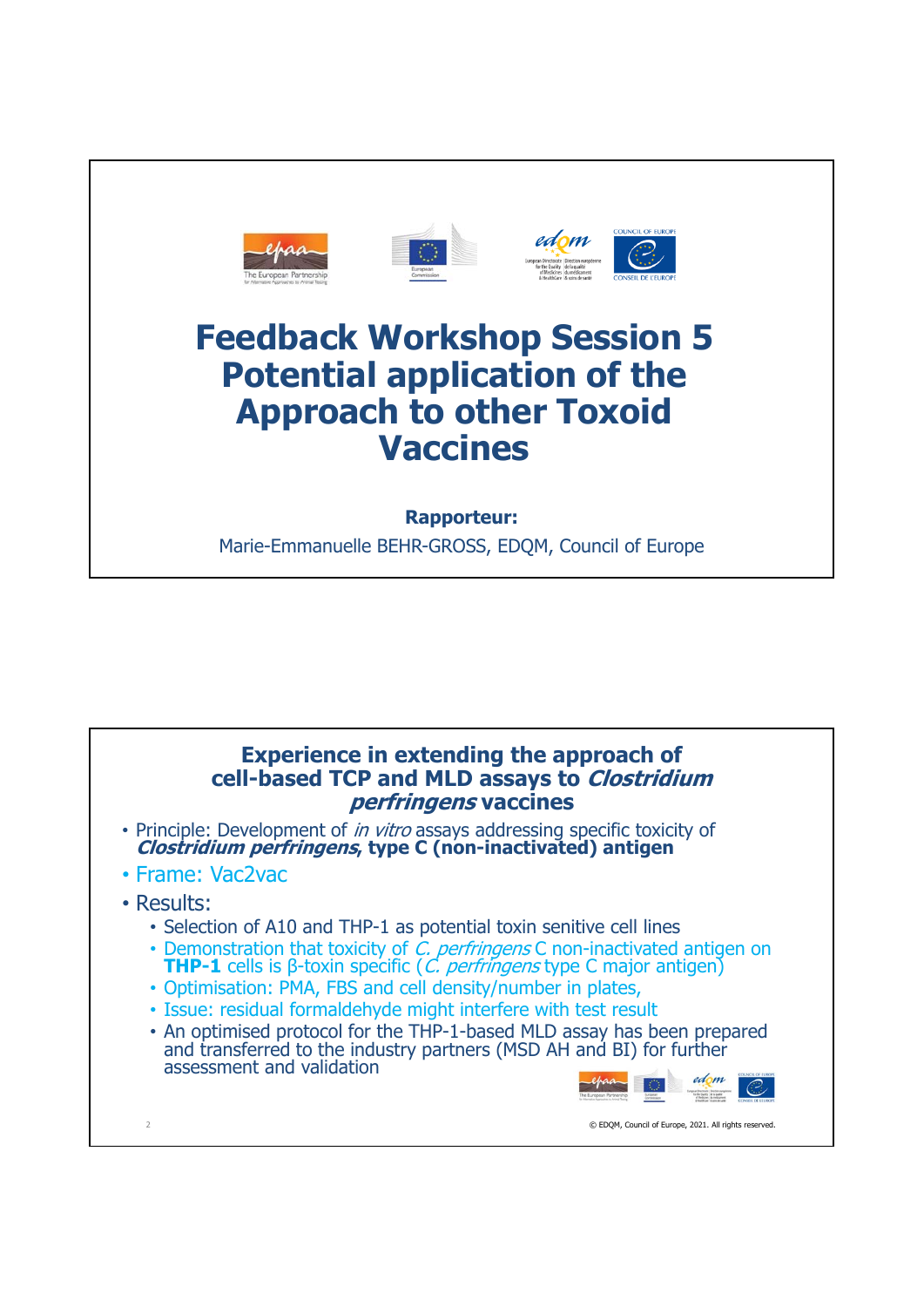# Feedback Workshop Session 5 Potential application of the Approach to other Toxoid Vaccines

**Rapporteur:**

Marie-Emmanuelle BEHR-GROSS, EDQM, Council of Europe

## Experience in extending the approach of cell-based TCP and MLD assays to *Clostridium perfringens* vaccines

- Principle: Development of *in vitro* assays addressing specific toxicity of ***Clostridium perfringens*, type C (non-inactivated) antigen**
- Frame: Vac2vac
- Results:
  - Selection of A10 and THP-1 as potential toxin senitive cell lines
  - Demonstration that toxicity of *C. perfringens* C non-inactivated antigen on **THP-1** cells is β-toxin specific (*C. perfringens* type C major antigen)
  - Optimisation: PMA, FBS and cell density/number in plates,
  - Issue: residual formaldehyde might interfere with test result
  - An optimised protocol for the THP-1-based MLD assay has been prepared and transferred to the industry partners (MSD AH and BI) for further assessment and validation

© EDQM, Council of Europe, 2021. All rights reserved.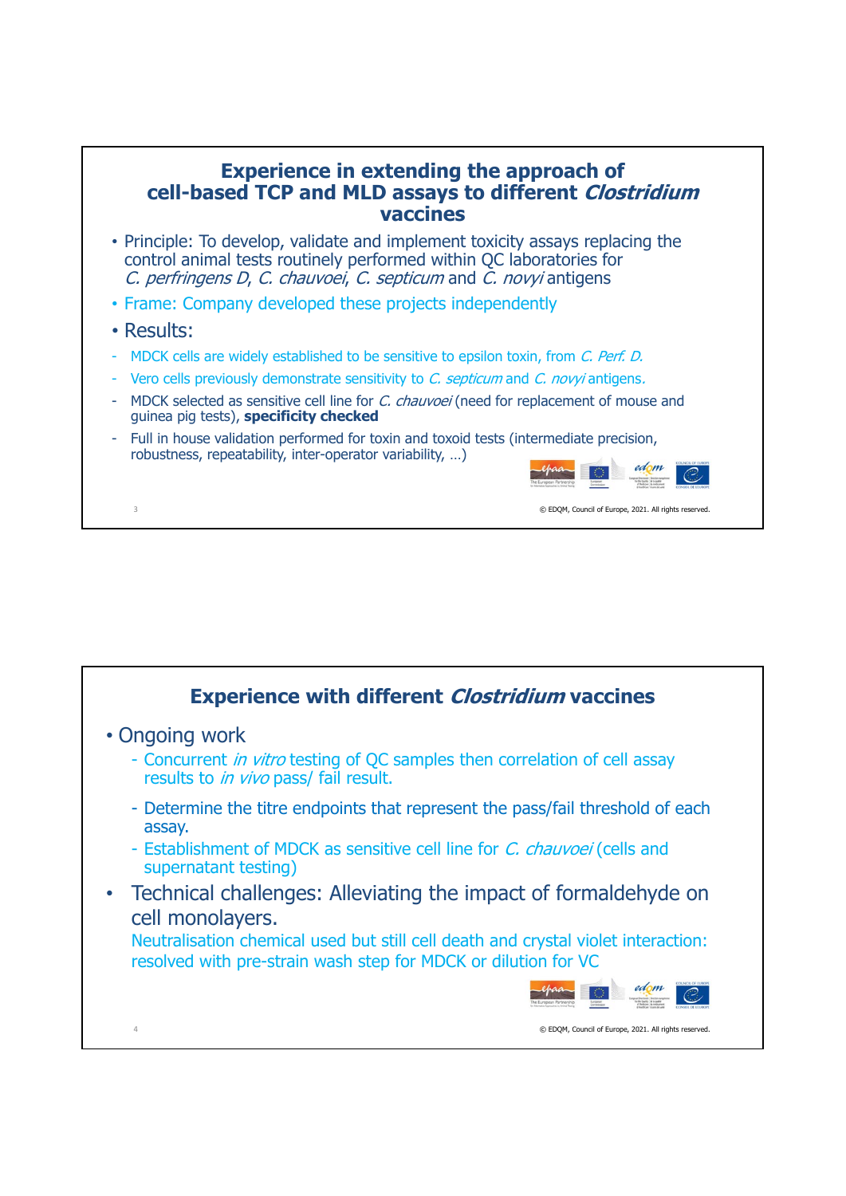## Experience in extending the approach of cell-based TCP and MLD assays to different *Clostridium* vaccines

- Principle: To develop, validate and implement toxicity assays replacing the control animal tests routinely performed within QC laboratories for *C. perfringens D*, *C. chauvoei*, *C. septicum* and *C. novyi* antigens
- Frame: Company developed these projects independently
- Results:
  - MDCK cells are widely established to be sensitive to epsilon toxin, from *C. Perf. D.*
  - Vero cells previously demonstrate sensitivity to *C. septicum* and *C. novyi* antigens.
  - MDCK selected as sensitive cell line for *C. chauvoei* (need for replacement of mouse and guinea pig tests), **specificity checked**
  - Full in house validation performed for toxin and toxoid tests (intermediate precision, robustness, repeatability, inter-operator variability, …)

© EDQM, Council of Europe, 2021. All rights reserved.

## Experience with different *Clostridium* vaccines

- Ongoing work
  - Concurrent *in vitro* testing of QC samples then correlation of cell assay results to *in vivo* pass/ fail result.
  - Determine the titre endpoints that represent the pass/fail threshold of each assay.
  - Establishment of MDCK as sensitive cell line for *C. chauvoei* (cells and supernatant testing)
- Technical challenges: Alleviating the impact of formaldehyde on cell monolayers.
  Neutralisation chemical used but still cell death and crystal violet interaction: resolved with pre-strain wash step for MDCK or dilution for VC

© EDQM, Council of Europe, 2021. All rights reserved.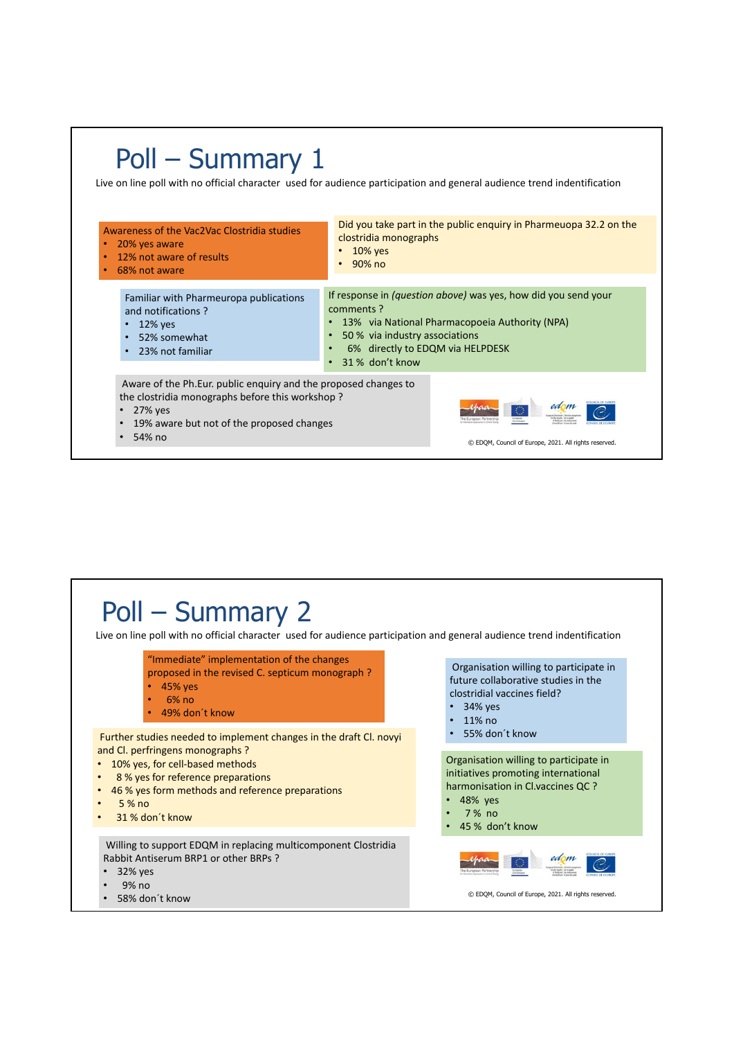# Poll – Summary 1

Live on line poll with no official character used for audience participation and general audience trend indentification

Awareness of the Vac2Vac Clostridia studies
- 20% yes aware
- 12% not aware of results
- 68% not aware

Did you take part in the public enquiry in Pharmeuopa 32.2 on the clostridia monographs
- 10% yes
- 90% no

Familiar with Pharmeuropa publications and notifications ?
- 12% yes
- 52% somewhat
- 23% not familiar

If response in *(question above)* was yes, how did you send your comments ?
- 13% via National Pharmacopoeia Authority (NPA)
- 50 % via industry associations
- 6% directly to EDQM via HELPDESK
- 31 % don't know

Aware of the Ph.Eur. public enquiry and the proposed changes to the clostridia monographs before this workshop ?
- 27% yes
- 19% aware but not of the proposed changes
- 54% no

© EDQM, Council of Europe, 2021. All rights reserved.

# Poll – Summary 2

Live on line poll with no official character used for audience participation and general audience trend indentification

"Immediate" implementation of the changes proposed in the revised C. septicum monograph ?
- 45% yes
- 6% no
- 49% don't know

Further studies needed to implement changes in the draft Cl. novyi and Cl. perfringens monographs ?
- 10% yes, for cell-based methods
- 8 % yes for reference preparations
- 46 % yes form methods and reference preparations
- 5 % no
- 31 % don't know

Willing to support EDQM in replacing multicomponent Clostridia Rabbit Antiserum BRP1 or other BRPs ?
- 32% yes
- 9% no
- 58% don't know

Organisation willing to participate in future collaborative studies in the clostridial vaccines field?
- 34% yes
- 11% no
- 55% don't know

Organisation willing to participate in initiatives promoting international harmonisation in Cl.vaccines QC ?
- 48% yes
- 7 % no
- 45 % don't know

© EDQM, Council of Europe, 2021. All rights reserved.